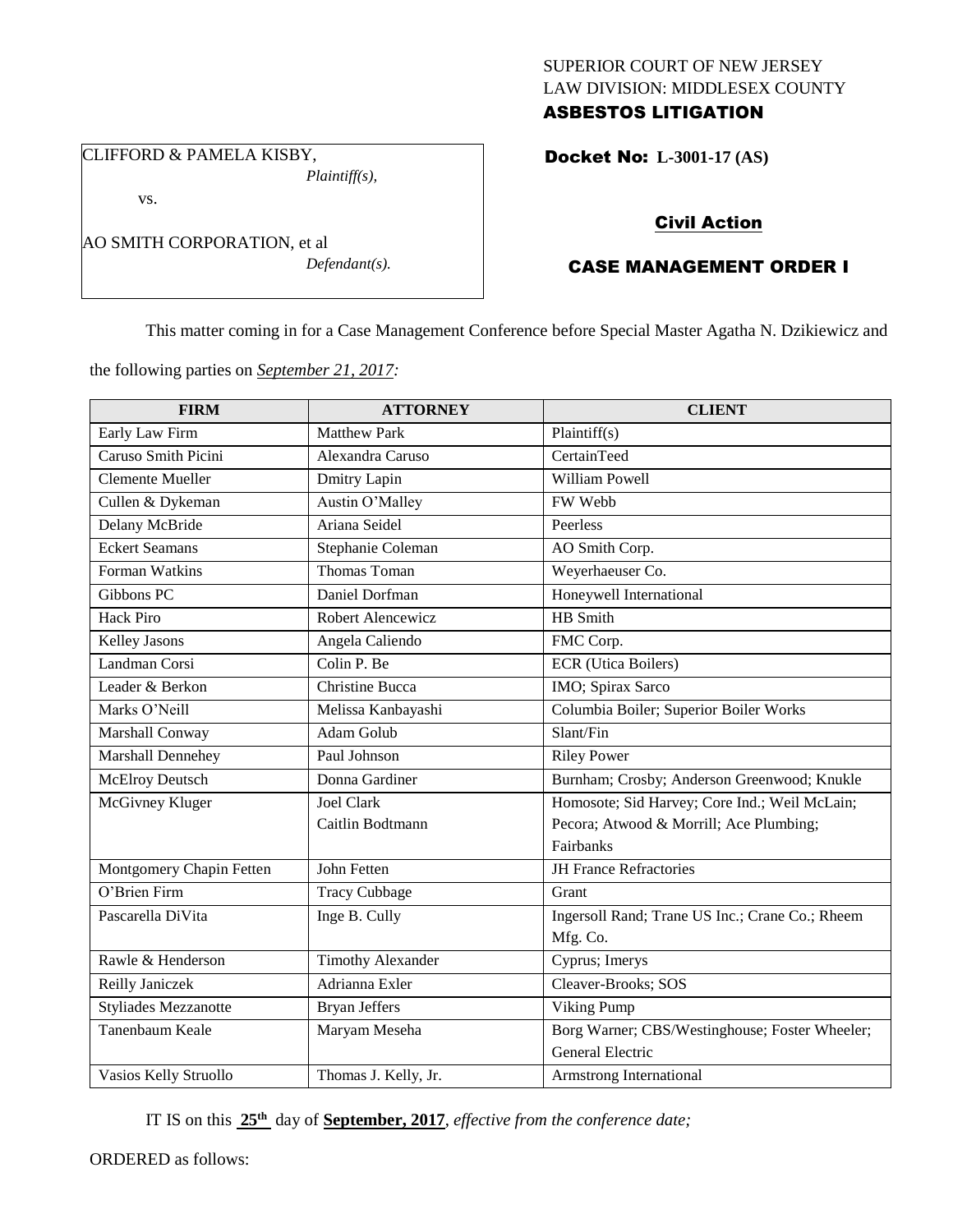SUPERIOR COURT OF NEW JERSEY
LAW DIVISION: MIDDLESEX COUNTY
**ASBESTOS LITIGATION**

CLIFFORD & PAMELA KISBY,
*Plaintiff(s),*

vs.

AO SMITH CORPORATION, et al
*Defendant(s).*

**Docket No: L-3001-17 (AS)**

**Civil Action**

**CASE MANAGEMENT ORDER I**

This matter coming in for a Case Management Conference before Special Master Agatha N. Dzikiewicz and the following parties on *September 21, 2017:*

| FIRM | ATTORNEY | CLIENT |
|---|---|---|
| Early Law Firm | Matthew Park | Plaintiff(s) |
| Caruso Smith Picini | Alexandra Caruso | CertainTeed |
| Clemente Mueller | Dmitry Lapin | William Powell |
| Cullen & Dykeman | Austin O'Malley | FW Webb |
| Delany McBride | Ariana Seidel | Peerless |
| Eckert Seamans | Stephanie Coleman | AO Smith Corp. |
| Forman Watkins | Thomas Toman | Weyerhaeuser Co. |
| Gibbons PC | Daniel Dorfman | Honeywell International |
| Hack Piro | Robert Alencewicz | HB Smith |
| Kelley Jasons | Angela Caliendo | FMC Corp. |
| Landman Corsi | Colin P. Be | ECR (Utica Boilers) |
| Leader & Berkon | Christine Bucca | IMO; Spirax Sarco |
| Marks O'Neill | Melissa Kanbayashi | Columbia Boiler; Superior Boiler Works |
| Marshall Conway | Adam Golub | Slant/Fin |
| Marshall Dennehey | Paul Johnson | Riley Power |
| McElroy Deutsch | Donna Gardiner | Burnham; Crosby; Anderson Greenwood; Knukle |
| McGivney Kluger | Joel Clark<br>Caitlin Bodtmann | Homosote; Sid Harvey; Core Ind.; Weil McLain; Pecora; Atwood & Morrill; Ace Plumbing; Fairbanks |
| Montgomery Chapin Fetten | John Fetten | JH France Refractories |
| O'Brien Firm | Tracy Cubbage | Grant |
| Pascarella DiVita | Inge B. Cully | Ingersoll Rand; Trane US Inc.; Crane Co.; Rheem Mfg. Co. |
| Rawle & Henderson | Timothy Alexander | Cyprus; Imerys |
| Reilly Janiczek | Adrianna Exler | Cleaver-Brooks; SOS |
| Styliades Mezzanotte | Bryan Jeffers | Viking Pump |
| Tanenbaum Keale | Maryam Meseha | Borg Warner; CBS/Westinghouse; Foster Wheeler; General Electric |
| Vasios Kelly Struollo | Thomas J. Kelly, Jr. | Armstrong International |

IT IS on this **25th** day of **September, 2017**, *effective from the conference date;*

ORDERED as follows: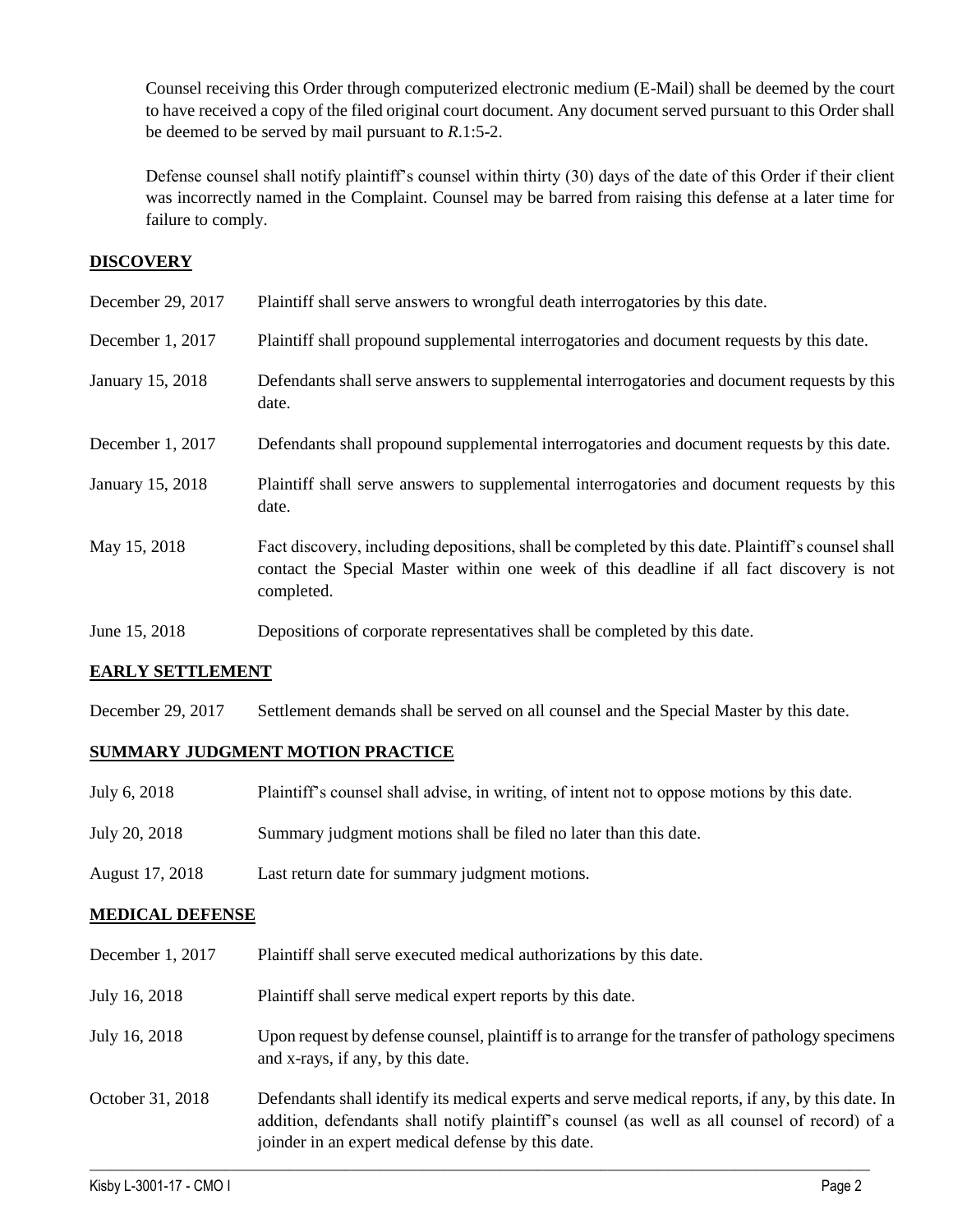Counsel receiving this Order through computerized electronic medium (E-Mail) shall be deemed by the court to have received a copy of the filed original court document. Any document served pursuant to this Order shall be deemed to be served by mail pursuant to *R*.1:5-2.

Defense counsel shall notify plaintiff's counsel within thirty (30) days of the date of this Order if their client was incorrectly named in the Complaint. Counsel may be barred from raising this defense at a later time for failure to comply.

## DISCOVERY

| | |
|---|---|
| December 29, 2017 | Plaintiff shall serve answers to wrongful death interrogatories by this date. |
| December 1, 2017 | Plaintiff shall propound supplemental interrogatories and document requests by this date. |
| January 15, 2018 | Defendants shall serve answers to supplemental interrogatories and document requests by this date. |
| December 1, 2017 | Defendants shall propound supplemental interrogatories and document requests by this date. |
| January 15, 2018 | Plaintiff shall serve answers to supplemental interrogatories and document requests by this date. |
| May 15, 2018 | Fact discovery, including depositions, shall be completed by this date. Plaintiff's counsel shall contact the Special Master within one week of this deadline if all fact discovery is not completed. |
| June 15, 2018 | Depositions of corporate representatives shall be completed by this date. |

## EARLY SETTLEMENT

| | |
|---|---|
| December 29, 2017 | Settlement demands shall be served on all counsel and the Special Master by this date. |

## SUMMARY JUDGMENT MOTION PRACTICE

| | |
|---|---|
| July 6, 2018 | Plaintiff's counsel shall advise, in writing, of intent not to oppose motions by this date. |
| July 20, 2018 | Summary judgment motions shall be filed no later than this date. |
| August 17, 2018 | Last return date for summary judgment motions. |

## MEDICAL DEFENSE

| | |
|---|---|
| December 1, 2017 | Plaintiff shall serve executed medical authorizations by this date. |
| July 16, 2018 | Plaintiff shall serve medical expert reports by this date. |
| July 16, 2018 | Upon request by defense counsel, plaintiff is to arrange for the transfer of pathology specimens and x-rays, if any, by this date. |
| October 31, 2018 | Defendants shall identify its medical experts and serve medical reports, if any, by this date. In addition, defendants shall notify plaintiff's counsel (as well as all counsel of record) of a joinder in an expert medical defense by this date. |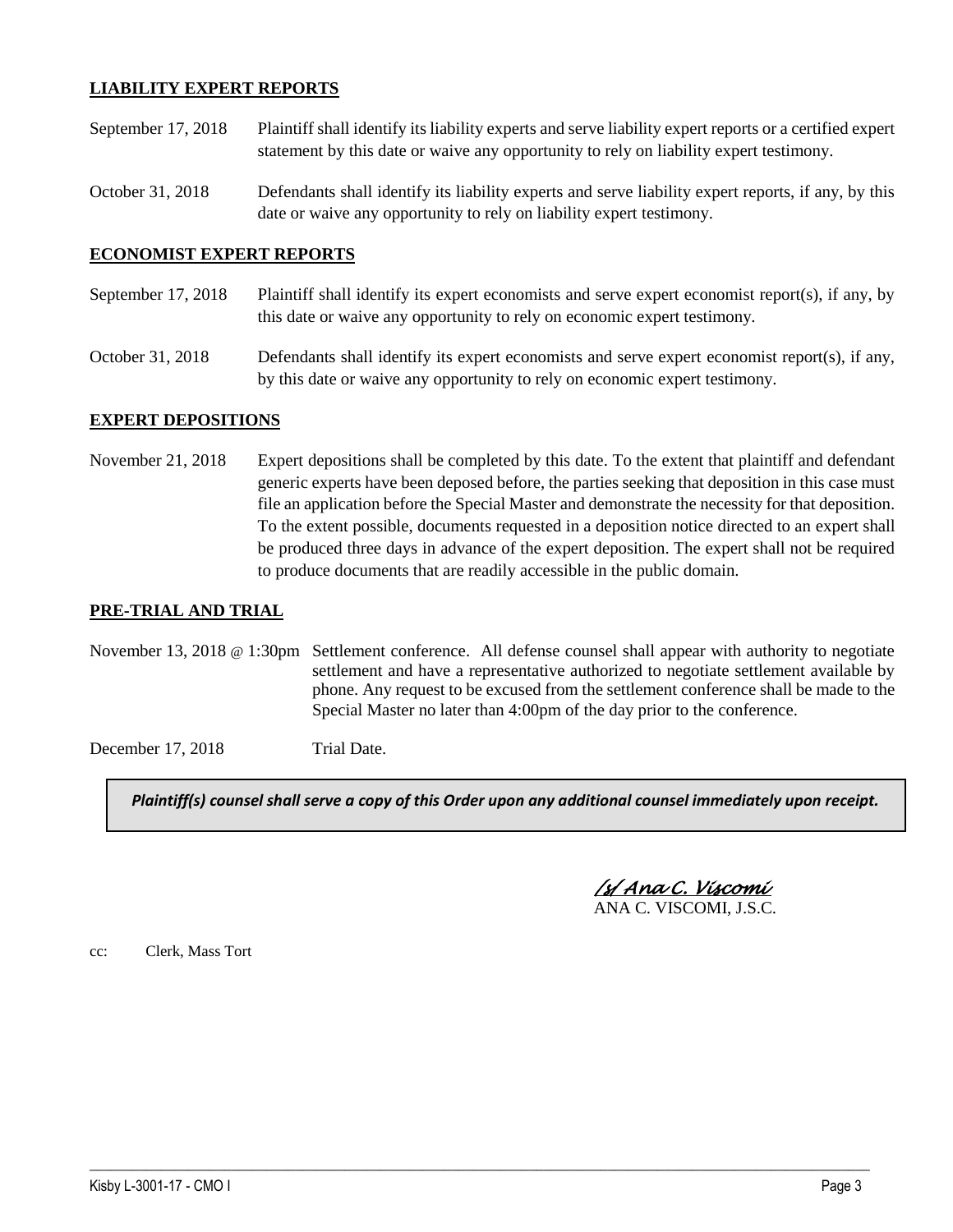**LIABILITY EXPERT REPORTS**

| | |
|---|---|
| September 17, 2018 | Plaintiff shall identify its liability experts and serve liability expert reports or a certified expert statement by this date or waive any opportunity to rely on liability expert testimony. |
| October 31, 2018 | Defendants shall identify its liability experts and serve liability expert reports, if any, by this date or waive any opportunity to rely on liability expert testimony. |

**ECONOMIST EXPERT REPORTS**

| | |
|---|---|
| September 17, 2018 | Plaintiff shall identify its expert economists and serve expert economist report(s), if any, by this date or waive any opportunity to rely on economic expert testimony. |
| October 31, 2018 | Defendants shall identify its expert economists and serve expert economist report(s), if any, by this date or waive any opportunity to rely on economic expert testimony. |

**EXPERT DEPOSITIONS**

| | |
|---|---|
| November 21, 2018 | Expert depositions shall be completed by this date. To the extent that plaintiff and defendant generic experts have been deposed before, the parties seeking that deposition in this case must file an application before the Special Master and demonstrate the necessity for that deposition. To the extent possible, documents requested in a deposition notice directed to an expert shall be produced three days in advance of the expert deposition. The expert shall not be required to produce documents that are readily accessible in the public domain. |

**PRE-TRIAL AND TRIAL**

| | |
|---|---|
| November 13, 2018 @ 1:30pm | Settlement conference. All defense counsel shall appear with authority to negotiate settlement and have a representative authorized to negotiate settlement available by phone. Any request to be excused from the settlement conference shall be made to the Special Master no later than 4:00pm of the day prior to the conference. |
| December 17, 2018 | Trial Date. |

***Plaintiff(s) counsel shall serve a copy of this Order upon any additional counsel immediately upon receipt.***

*/s/ Ana C. Viscomi*
ANA C. VISCOMI, J.S.C.

cc: Clerk, Mass Tort